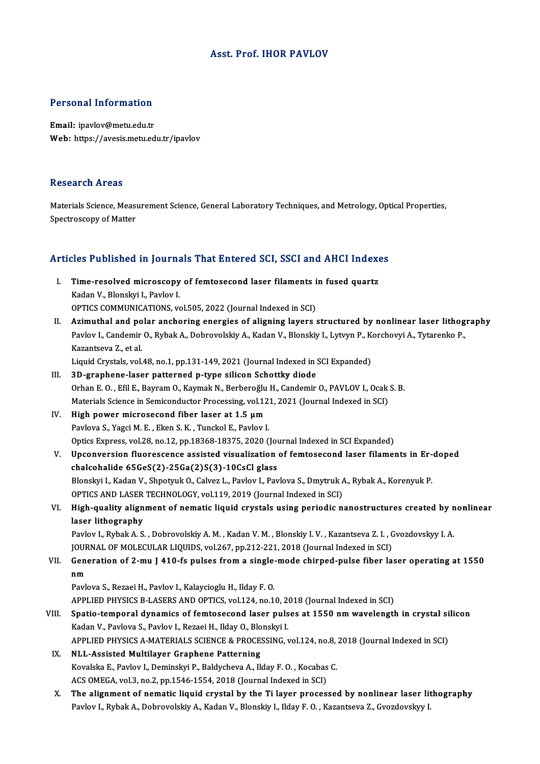# Asst. Prof. IHOR PAVLOV

## Personal Information

**Email:** ipavlov@metu.edu.tr
**Web:** https://avesis.metu.edu.tr/ipavlov

## Research Areas

Materials Science, Measurement Science, General Laboratory Techniques, and Metrology, Optical Properties, Spectroscopy of Matter

## Articles Published in Journals That Entered SCI, SSCI and AHCI Indexes

I. **Time-resolved microscopy of femtosecond laser filaments in fused quartz**
Kadan V., Blonskyi I., Pavlov I.
OPTICS COMMUNICATIONS, vol.505, 2022 (Journal Indexed in SCI)

II. **Azimuthal and polar anchoring energies of aligning layers structured by nonlinear laser lithography**
Pavlov I., Candemir O., Rybak A., Dobrovolskiy A., Kadan V., Blonskiy I., Lytvyn P., Korchovyi A., Tytarenko P., Kazantseva Z., et al.
Liquid Crystals, vol.48, no.1, pp.131-149, 2021 (Journal Indexed in SCI Expanded)

III. **3D-graphene-laser patterned p-type silicon Schottky diode**
Orhan E. O. , Efil E., Bayram O., Kaymak N., Berberoğlu H., Candemir O., PAVLOV I., Ocak S. B.
Materials Science in Semiconductor Processing, vol.121, 2021 (Journal Indexed in SCI)

IV. **High power microsecond fiber laser at 1.5 μm**
Pavlova S., Yagci M. E. , Eken S. K. , Tunckol E., Pavlov I.
Optics Express, vol.28, no.12, pp.18368-18375, 2020 (Journal Indexed in SCI Expanded)

V. **Upconversion fluorescence assisted visualization of femtosecond laser filaments in Er-doped chalcohalide 65GeS(2)-25Ga(2)S(3)-10CsCl glass**
Blonskyi I., Kadan V., Shpotyuk O., Calvez L., Pavlov I., Pavlova S., Dmytruk A., Rybak A., Korenyuk P.
OPTICS AND LASER TECHNOLOGY, vol.119, 2019 (Journal Indexed in SCI)

VI. **High-quality alignment of nematic liquid crystals using periodic nanostructures created by nonlinear laser lithography**
Pavlov I., Rybak A. S. , Dobrovolskiy A. M. , Kadan V. M. , Blonskiy I. V. , Kazantseva Z. I. , Gvozdovskyy I. A.
JOURNAL OF MOLECULAR LIQUIDS, vol.267, pp.212-221, 2018 (Journal Indexed in SCI)

VII. **Generation of 2-mu J 410-fs pulses from a single-mode chirped-pulse fiber laser operating at 1550 nm**
Pavlova S., Rezaei H., Pavlov I., Kalaycioglu H., Ilday F. O.
APPLIED PHYSICS B-LASERS AND OPTICS, vol.124, no.10, 2018 (Journal Indexed in SCI)

VIII. **Spatio-temporal dynamics of femtosecond laser pulses at 1550 nm wavelength in crystal silicon**
Kadan V., Pavlova S., Pavlov I., Rezaei H., Ilday O., Blonskyi I.
APPLIED PHYSICS A-MATERIALS SCIENCE & PROCESSING, vol.124, no.8, 2018 (Journal Indexed in SCI)

IX. **NLL-Assisted Multilayer Graphene Patterning**
Kovalska E., Pavlov I., Deminskyi P., Baldycheva A., Ilday F. O. , Kocabas C.
ACS OMEGA, vol.3, no.2, pp.1546-1554, 2018 (Journal Indexed in SCI)

X. **The alignment of nematic liquid crystal by the Ti layer processed by nonlinear laser lithography**
Pavlov I., Rybak A., Dobrovolskiy A., Kadan V., Blonskiy I., Ilday F. O. , Kazantseva Z., Gvozdovskyy I.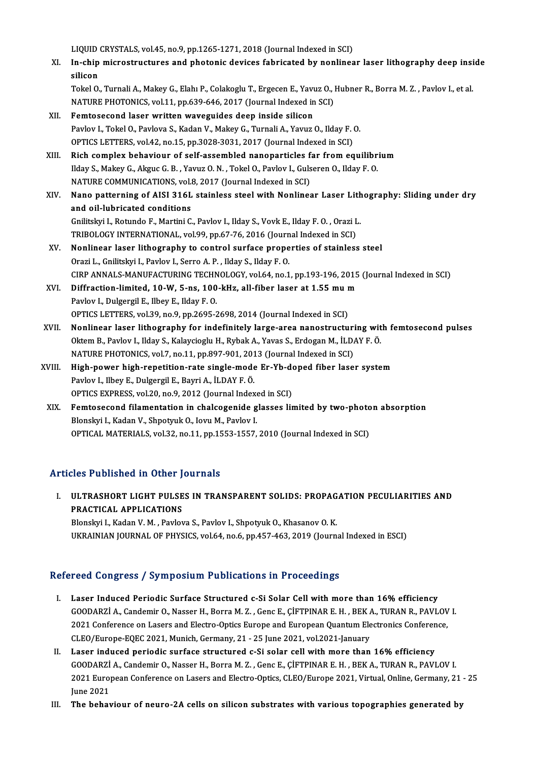LIQUID CRYSTALS, vol.45, no.9, pp.1265-1271, 2018 (Journal Indexed in SCI)

XI. **In-chip microstructures and photonic devices fabricated by nonlinear laser lithography deep inside silicon**
Tokel O., Turnali A., Makey G., Elahı P., Colakoglu T., Ergecen E., Yavuz O., Hubner R., Borra M. Z. , Pavlov I., et al.
NATURE PHOTONICS, vol.11, pp.639-646, 2017 (Journal Indexed in SCI)

XII. **Femtosecond laser written waveguides deep inside silicon**
Pavlov I., Tokel O., Pavlova S., Kadan V., Makey G., Turnali A., Yavuz O., Ilday F. O.
OPTICS LETTERS, vol.42, no.15, pp.3028-3031, 2017 (Journal Indexed in SCI)

XIII. **Rich complex behaviour of self-assembled nanoparticles far from equilibrium**
Ilday S., Makey G., Akguc G. B. , Yavuz O. N. , Tokel O., Pavlov I., Gulseren O., Ilday F. O.
NATURE COMMUNICATIONS, vol.8, 2017 (Journal Indexed in SCI)

XIV. **Nano patterning of AISI 316L stainless steel with Nonlinear Laser Lithography: Sliding under dry and oil-lubricated conditions**
Gnilitskyi I., Rotundo F., Martini C., Pavlov I., Ilday S., Vovk E., Ilday F. O. , Orazi L.
TRIBOLOGY INTERNATIONAL, vol.99, pp.67-76, 2016 (Journal Indexed in SCI)

XV. **Nonlinear laser lithography to control surface properties of stainless steel**
Orazi L., Gnilitskyi I., Pavlov I., Serro A. P. , Ilday S., Ilday F. O.
CIRP ANNALS-MANUFACTURING TECHNOLOGY, vol.64, no.1, pp.193-196, 2015 (Journal Indexed in SCI)

XVI. **Diffraction-limited, 10-W, 5-ns, 100-kHz, all-fiber laser at 1.55 mu m**
Pavlov I., Dulgergil E., Ilbey E., Ilday F. O.
OPTICS LETTERS, vol.39, no.9, pp.2695-2698, 2014 (Journal Indexed in SCI)

XVII. **Nonlinear laser lithography for indefinitely large-area nanostructuring with femtosecond pulses**
Oktem B., Pavlov I., Ilday S., Kalaycioglu H., Rybak A., Yavas S., Erdogan M., İLDAY F. Ö.
NATURE PHOTONICS, vol.7, no.11, pp.897-901, 2013 (Journal Indexed in SCI)

XVIII. **High-power high-repetition-rate single-mode Er-Yb-doped fiber laser system**
Pavlov I., Ilbey E., Dulgergil E., Bayri A., İLDAY F. Ö.
OPTICS EXPRESS, vol.20, no.9, 2012 (Journal Indexed in SCI)

XIX. **Femtosecond filamentation in chalcogenide glasses limited by two-photon absorption**
Blonskyi I., Kadan V., Shpotyuk O., Iovu M., Pavlov I.
OPTICAL MATERIALS, vol.32, no.11, pp.1553-1557, 2010 (Journal Indexed in SCI)

## Articles Published in Other Journals

I. **ULTRASHORT LIGHT PULSES IN TRANSPARENT SOLIDS: PROPAGATION PECULIARITIES AND PRACTICAL APPLICATIONS**
Blonskyi I., Kadan V. M. , Pavlova S., Pavlov I., Shpotyuk O., Khasanov O. K.
UKRAINIAN JOURNAL OF PHYSICS, vol.64, no.6, pp.457-463, 2019 (Journal Indexed in ESCI)

## Refereed Congress / Symposium Publications in Proceedings

I. **Laser Induced Periodic Surface Structured c-Si Solar Cell with more than 16% efficiency**
GOODARZİ A., Candemir O., Nasser H., Borra M. Z. , Genc E., ÇİFTPINAR E. H. , BEK A., TURAN R., PAVLOV I.
2021 Conference on Lasers and Electro-Optics Europe and European Quantum Electronics Conference, CLEO/Europe-EQEC 2021, Munich, Germany, 21 - 25 June 2021, vol.2021-January

II. **Laser induced periodic surface structured c-Si solar cell with more than 16% efficiency**
GOODARZİ A., Candemir O., Nasser H., Borra M. Z. , Genc E., ÇİFTPINAR E. H. , BEK A., TURAN R., PAVLOV I.
2021 European Conference on Lasers and Electro-Optics, CLEO/Europe 2021, Virtual, Online, Germany, 21 - 25 June 2021

III. **The behaviour of neuro-2A cells on silicon substrates with various topographies generated by**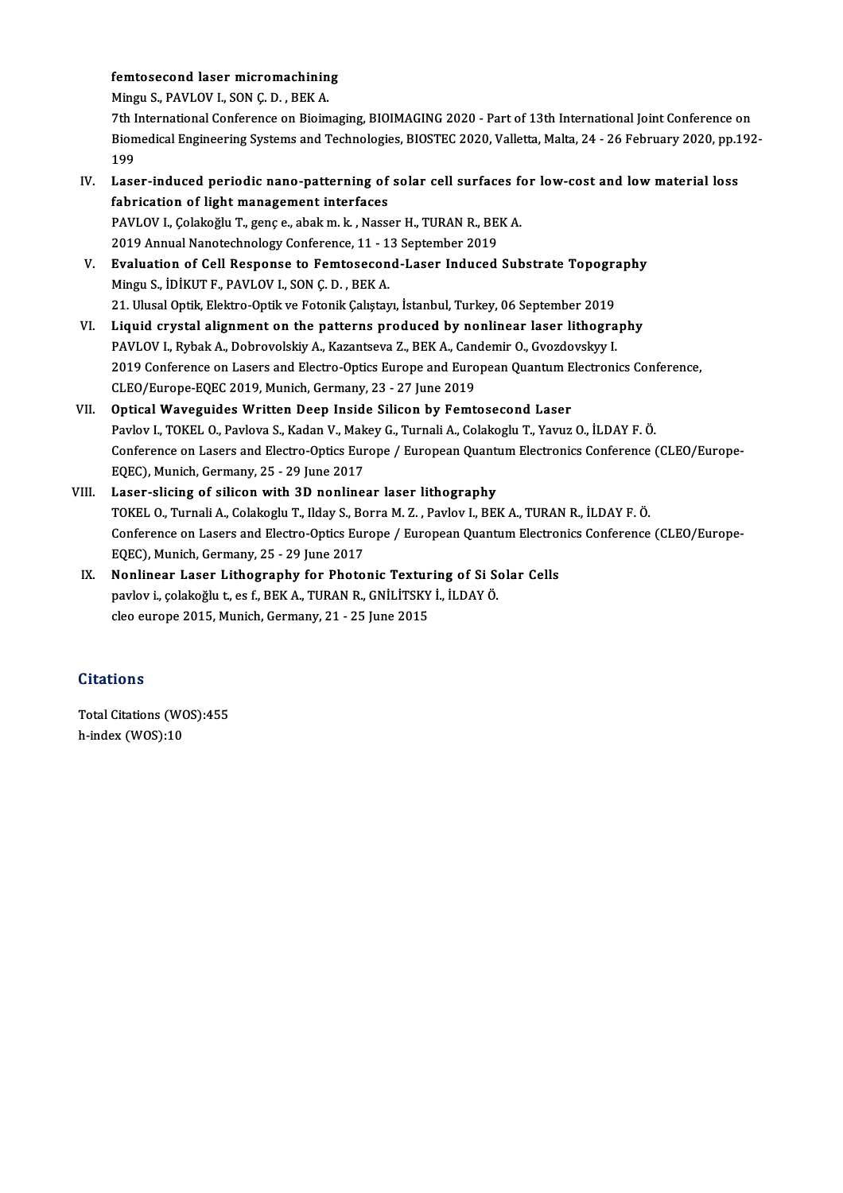femtosecond laser micromachining
Mingu S., PAVLOV I., SON Ç. D. , BEK A.
7th International Conference on Bioimaging, BIOIMAGING 2020 - Part of 13th International Joint Conference on Biomedical Engineering Systems and Technologies, BIOSTEC 2020, Valletta, Malta, 24 - 26 February 2020, pp.192-199

IV. **Laser-induced periodic nano-patterning of solar cell surfaces for low-cost and low material loss fabrication of light management interfaces**
PAVLOV I., Çolakoğlu T., genç e., abak m. k. , Nasser H., TURAN R., BEK A.
2019 Annual Nanotechnology Conference, 11 - 13 September 2019

V. **Evaluation of Cell Response to Femtosecond-Laser Induced Substrate Topography**
Mingu S., İDİKUT F., PAVLOV I., SON Ç. D. , BEK A.
21. Ulusal Optik, Elektro-Optik ve Fotonik Çalıştayı, İstanbul, Turkey, 06 September 2019

VI. **Liquid crystal alignment on the patterns produced by nonlinear laser lithography**
PAVLOV I., Rybak A., Dobrovolskiy A., Kazantseva Z., BEK A., Candemir O., Gvozdovskyy I.
2019 Conference on Lasers and Electro-Optics Europe and European Quantum Electronics Conference, CLEO/Europe-EQEC 2019, Munich, Germany, 23 - 27 June 2019

VII. **Optical Waveguides Written Deep Inside Silicon by Femtosecond Laser**
Pavlov I., TOKEL O., Pavlova S., Kadan V., Makey G., Turnali A., Colakoglu T., Yavuz O., İLDAY F. Ö.
Conference on Lasers and Electro-Optics Europe / European Quantum Electronics Conference (CLEO/Europe-EQEC), Munich, Germany, 25 - 29 June 2017

VIII. **Laser-slicing of silicon with 3D nonlinear laser lithography**
TOKEL O., Turnali A., Colakoglu T., Ilday S., Borra M. Z. , Pavlov I., BEK A., TURAN R., İLDAY F. Ö.
Conference on Lasers and Electro-Optics Europe / European Quantum Electronics Conference (CLEO/Europe-EQEC), Munich, Germany, 25 - 29 June 2017

IX. **Nonlinear Laser Lithography for Photonic Texturing of Si Solar Cells**
pavlov i., çolakoğlu t., es f., BEK A., TURAN R., GNİLİTSKY İ., İLDAY Ö.
cleo europe 2015, Munich, Germany, 21 - 25 June 2015

## Citations

Total Citations (WOS):455
h-index (WOS):10